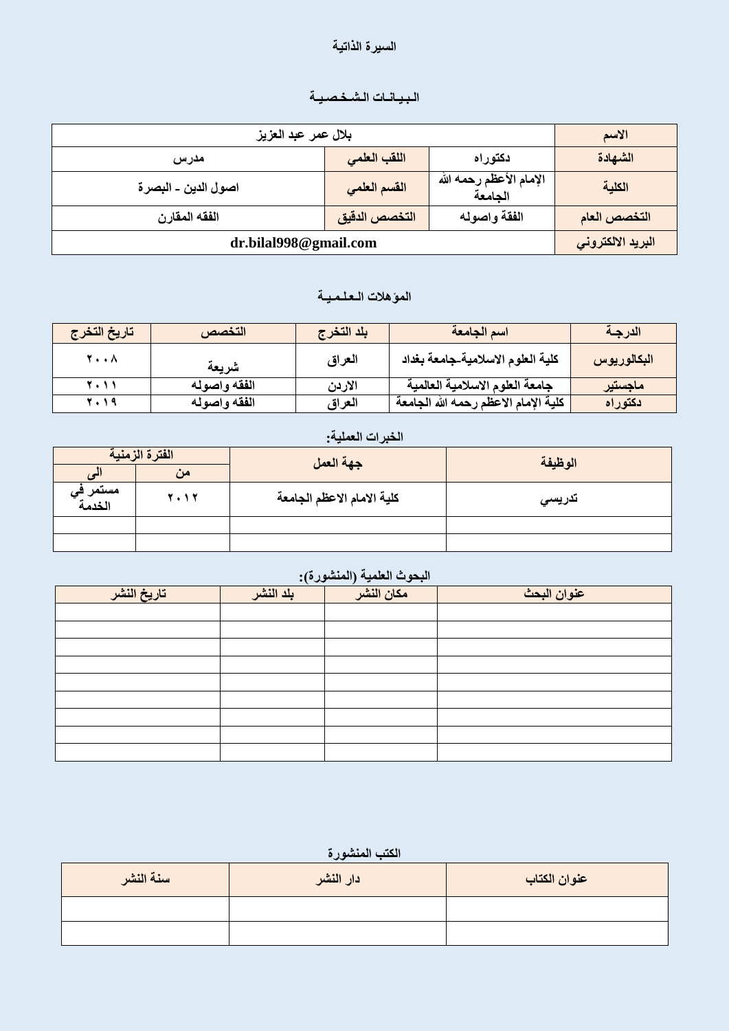# السيرة الذاتية

## البـيـانـات الـشـخـصـيـة

| الاسم | بلال عمر عبد العزيز | | |
|---|---|---|---|
| الشهادة | دكتوراه | اللقب العلمي | مدرس |
| الكلية | الإمام الأعظم رحمه الله الجامعة | القسم العلمي | اصول الدين ـ البصرة |
| التخصص العام | الفقة واصوله | التخصص الدقيق | الفقه المقارن |
| البريد الالكتروني | dr.bilal998@gmail.com | | |

## المؤهلات الـعـلـمـيـة

| الدرجـة | اسم الجامعة | بلد التخرج | التخصص | تاريخ التخرج |
|---|---|---|---|---|
| البكالوريوس | كلية العلوم الاسلامية-جامعة بغداد | العراق | شريعة | ٢٠٠٨ |
| ماجستير | جامعة العلوم الاسلامية العالمية | الاردن | الفقه واصوله | ٢٠١١ |
| دكتوراه | كلية الإمام الاعظم رحمه الله الجامعة | العراق | الفقه واصوله | ٢٠١٩ |

## الخبرات العملية:

| الوظيفة | جهة العمل | الفترة الزمنية | |
|---|---|---|---|
| | | من | الى |
| تدريسي | كلية الامام الاعظم الجامعة | ٢٠١٢ | مستمر في الخدمة |
| | | | |
| | | | |

## البحوث العلمية (المنشورة):

| عنوان البحث | مكان النشر | بلد النشر | تاريخ النشر |
|---|---|---|---|
| | | | |
| | | | |
| | | | |
| | | | |
| | | | |
| | | | |
| | | | |
| | | | |
| | | | |

## الكتب المنشورة

| عنوان الكتاب | دار النشر | سنة النشر |
|---|---|---|
| | | |
| | | |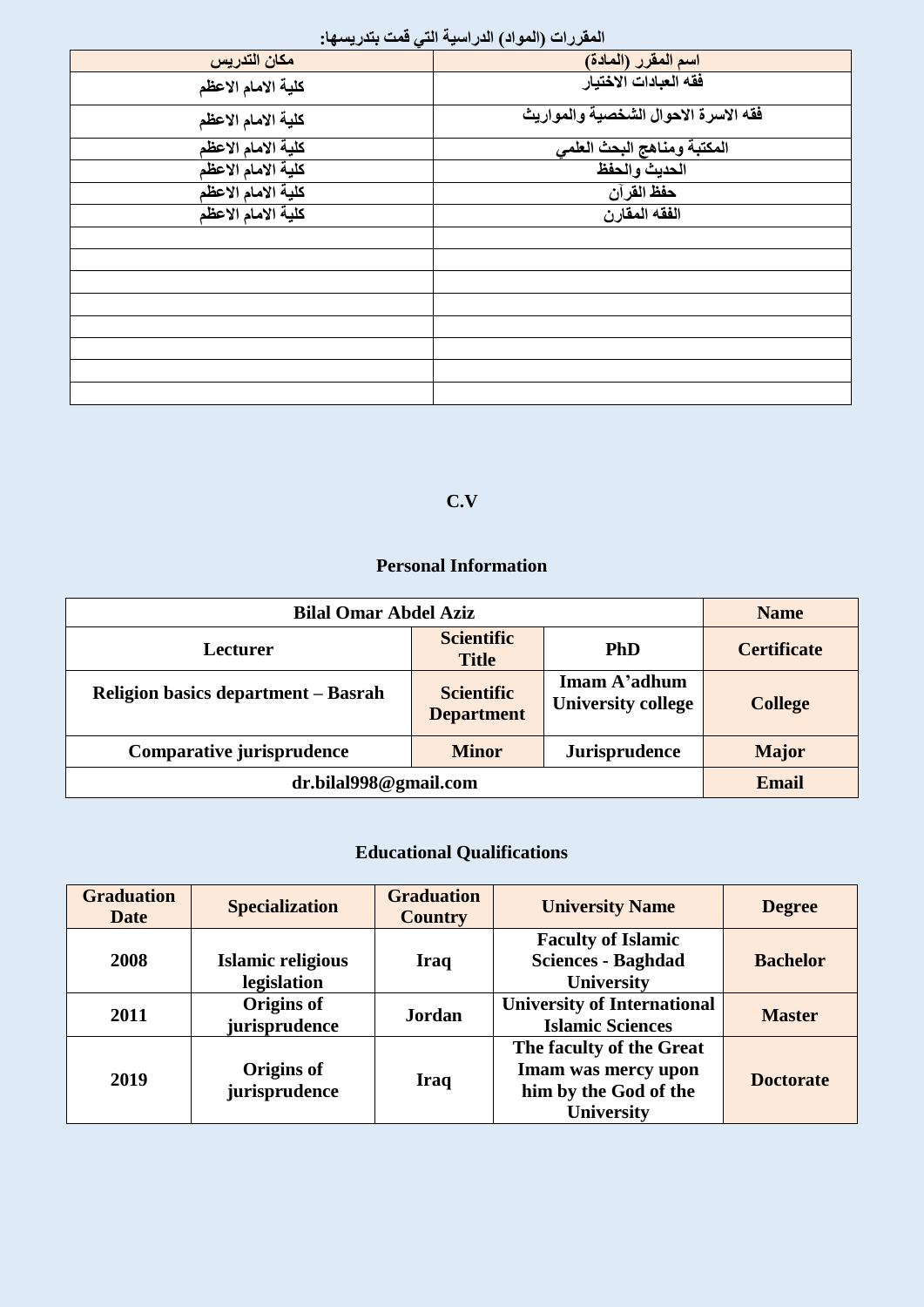**المقررات (المواد) الدراسية التي قمت بتدريسها:**

| اسم المقرر (المادة) | مكان التدريس |
| --- | --- |
| فقه العبادات الاختيار | كلية الامام الاعظم |
| فقه الاسرة الاحوال الشخصية والمواريث | كلية الامام الاعظم |
| المكتبة ومناهج البحث العلمي | كلية الامام الاعظم |
| الحديث والحفظ | كلية الامام الاعظم |
| حفظ القرآن | كلية الامام الاعظم |
| الفقه المقارن | كلية الامام الاعظم |
| | |
| | |
| | |
| | |
| | |
| | |
| | |
| | |

## C.V

### Personal Information

| Name | Bilal Omar Abdel Aziz | | |
| --- | --- | --- | --- |
| Certificate | PhD | Scientific Title | Lecturer |
| College | Imam A'adhum University college | Scientific Department | Religion basics department – Basrah |
| Major | Jurisprudence | Minor | Comparative jurisprudence |
| Email | dr.bilal998@gmail.com | | |

### Educational Qualifications

| Degree | University Name | Graduation Country | Specialization | Graduation Date |
| --- | --- | --- | --- | --- |
| Bachelor | Faculty of Islamic Sciences - Baghdad University | Iraq | Islamic religious legislation | 2008 |
| Master | University of International Islamic Sciences | Jordan | Origins of jurisprudence | 2011 |
| Doctorate | The faculty of the Great Imam was mercy upon him by the God of the University | Iraq | Origins of jurisprudence | 2019 |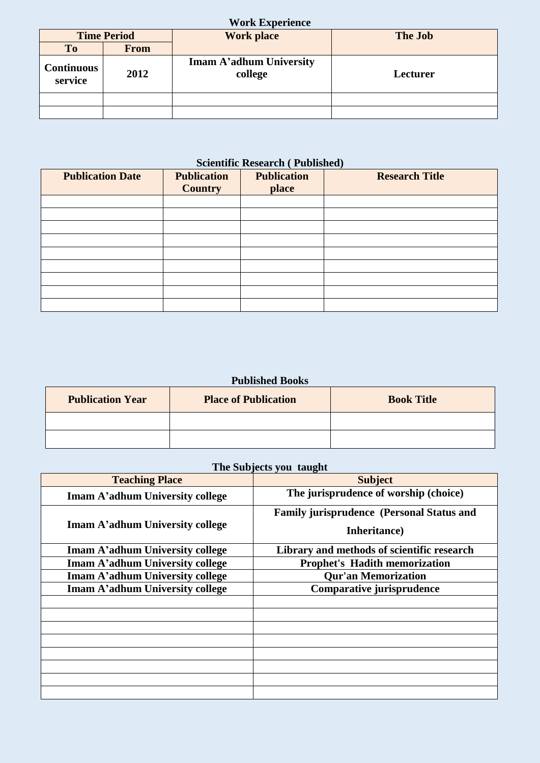## Work Experience

| Time Period | | Work place | The Job |
|---|---|---|---|
| To | From | | |
| Continuous service | 2012 | Imam A'adhum University college | Lecturer |
| | | | |
| | | | |

## Scientific Research ( Published)

| Publication Date | Publication Country | Publication place | Research Title |
|---|---|---|---|
| | | | |
| | | | |
| | | | |
| | | | |
| | | | |
| | | | |
| | | | |
| | | | |
| | | | |

## Published Books

| Publication Year | Place of Publication | Book Title |
|---|---|---|
| | | |
| | | |

## The Subjects you taught

| Teaching Place | Subject |
|---|---|
| Imam A'adhum University college | The jurisprudence of worship (choice) |
| Imam A'adhum University college | Family jurisprudence (Personal Status and Inheritance) |
| Imam A'adhum University college | Library and methods of scientific research |
| Imam A'adhum University college | Prophet's Hadith memorization |
| Imam A'adhum University college | Qur'an Memorization |
| Imam A'adhum University college | Comparative jurisprudence |
| | |
| | |
| | |
| | |
| | |
| | |
| | |
| | |